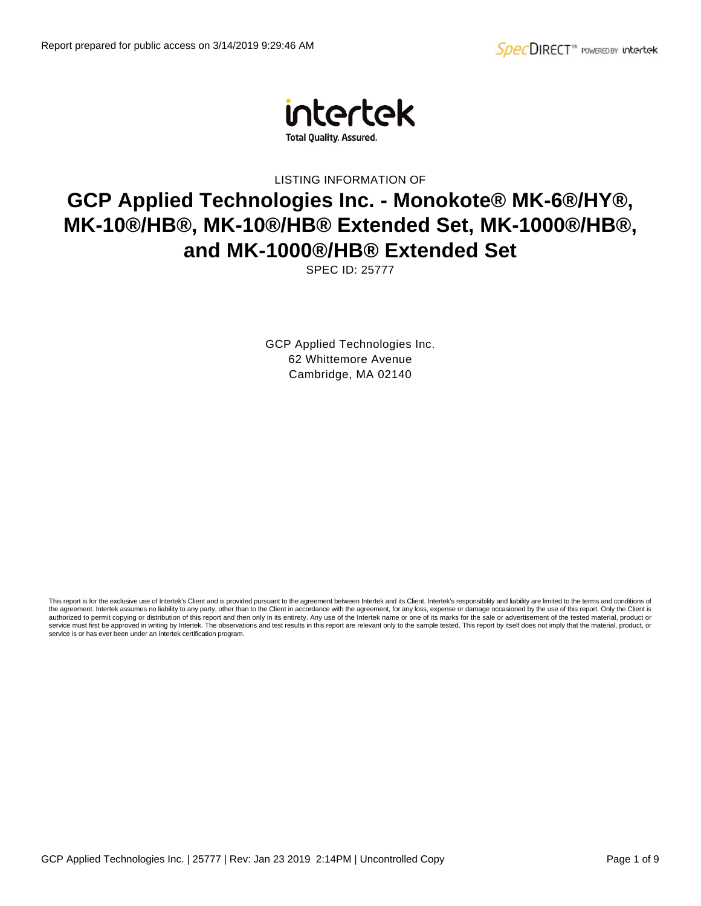Report prepared for public access on 3/14/2019 9:29:46 AM

intertek

Total Quality. Assured.

LISTING INFORMATION OF

# GCP Applied Technologies Inc. - Monokote® MK-6®/HY®, MK-10®/HB®, MK-10®/HB® Extended Set, MK-1000®/HB®, and MK-1000®/HB® Extended Set

SPEC ID: 25777

GCP Applied Technologies Inc.
62 Whittemore Avenue
Cambridge, MA 02140

This report is for the exclusive use of Intertek's Client and is provided pursuant to the agreement between Intertek and its Client. Intertek's responsibility and liability are limited to the terms and conditions of the agreement. Intertek assumes no liability to any party, other than to the Client in accordance with the agreement, for any loss, expense or damage occasioned by the use of this report. Only the Client is authorized to permit copying or distribution of this report and then only in its entirety. Any use of the Intertek name or one of its marks for the sale or advertisement of the tested material, product or service must first be approved in writing by Intertek. The observations and test results in this report are relevant only to the sample tested. This report by itself does not imply that the material, product, or service is or has ever been under an Intertek certification program.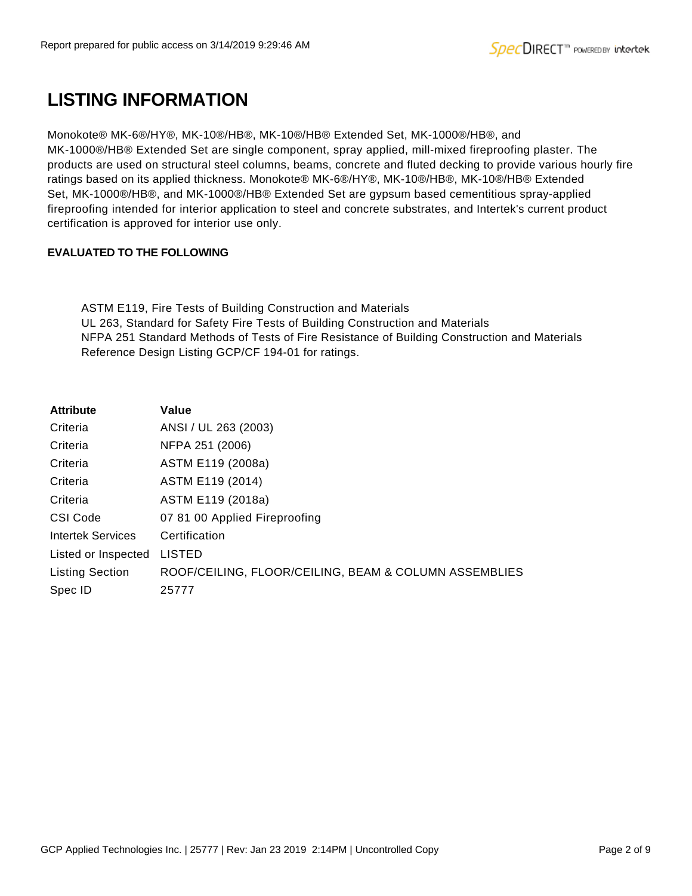# LISTING INFORMATION

Monokote® MK-6®/HY®, MK-10®/HB®, MK-10®/HB® Extended Set, MK-1000®/HB®, and MK-1000®/HB® Extended Set are single component, spray applied, mill-mixed fireproofing plaster. The products are used on structural steel columns, beams, concrete and fluted decking to provide various hourly fire ratings based on its applied thickness. Monokote® MK-6®/HY®, MK-10®/HB®, MK-10®/HB® Extended Set, MK-1000®/HB®, and MK-1000®/HB® Extended Set are gypsum based cementitious spray-applied fireproofing intended for interior application to steel and concrete substrates, and Intertek's current product certification is approved for interior use only.

**EVALUATED TO THE FOLLOWING**

ASTM E119, Fire Tests of Building Construction and Materials
UL 263, Standard for Safety Fire Tests of Building Construction and Materials
NFPA 251 Standard Methods of Tests of Fire Resistance of Building Construction and Materials
Reference Design Listing GCP/CF 194-01 for ratings.

| Attribute | Value |
|---|---|
| Criteria | ANSI / UL 263 (2003) |
| Criteria | NFPA 251 (2006) |
| Criteria | ASTM E119 (2008a) |
| Criteria | ASTM E119 (2014) |
| Criteria | ASTM E119 (2018a) |
| CSI Code | 07 81 00 Applied Fireproofing |
| Intertek Services | Certification |
| Listed or Inspected | LISTED |
| Listing Section | ROOF/CEILING, FLOOR/CEILING, BEAM & COLUMN ASSEMBLIES |
| Spec ID | 25777 |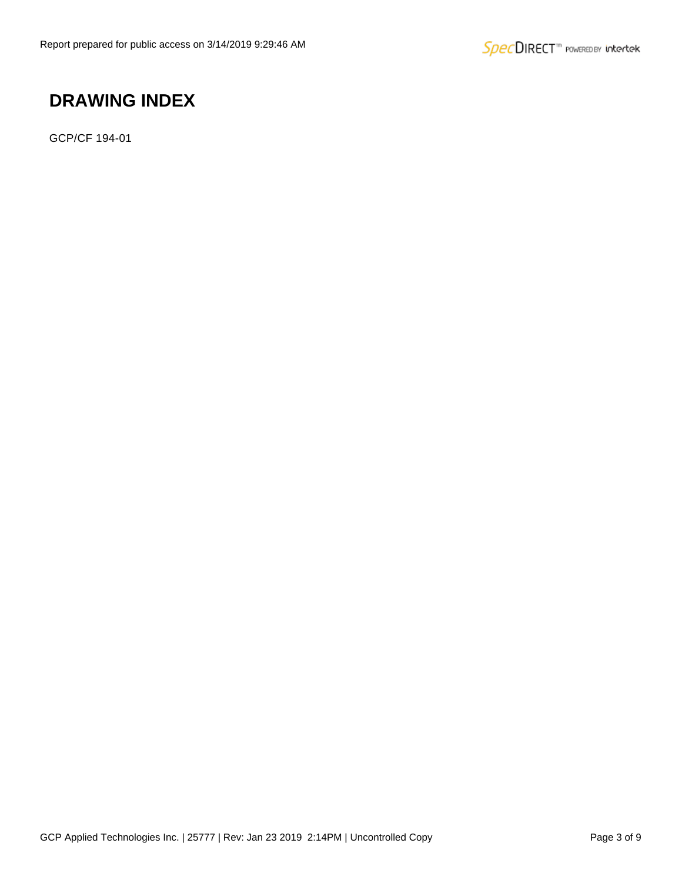# DRAWING INDEX

GCP/CF 194-01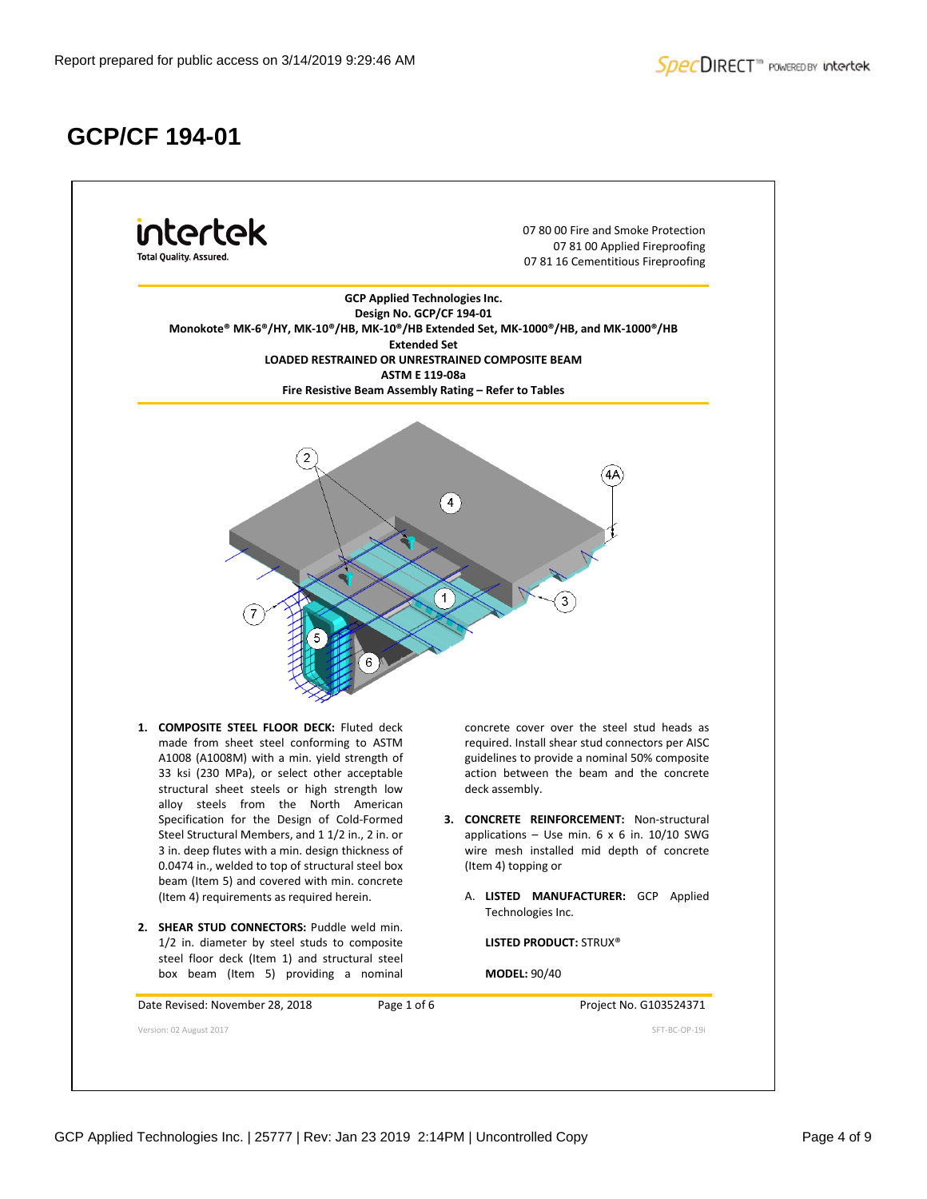# GCP/CF 194-01

07 80 00 Fire and Smoke Protection
07 81 00 Applied Fireproofing
07 81 16 Cementitious Fireproofing

**GCP Applied Technologies Inc.**
**Design No. GCP/CF 194-01**
**Monokote® MK-6®/HY, MK-10®/HB, MK-10®/HB Extended Set, MK-1000®/HB, and MK-1000®/HB Extended Set**
**LOADED RESTRAINED OR UNRESTRAINED COMPOSITE BEAM**
**ASTM E 119-08a**
**Fire Resistive Beam Assembly Rating – Refer to Tables**

1. **COMPOSITE STEEL FLOOR DECK:** Fluted deck made from sheet steel conforming to ASTM A1008 (A1008M) with a min. yield strength of 33 ksi (230 MPa), or select other acceptable structural sheet steels or high strength low alloy steels from the North American Specification for the Design of Cold-Formed Steel Structural Members, and 1 1/2 in., 2 in. or 3 in. deep flutes with a min. design thickness of 0.0474 in., welded to top of structural steel box beam (Item 5) and covered with min. concrete (Item 4) requirements as required herein.

2. **SHEAR STUD CONNECTORS:** Puddle weld min. 1/2 in. diameter by steel studs to composite steel floor deck (Item 1) and structural steel box beam (Item 5) providing a nominal concrete cover over the steel stud heads as required. Install shear stud connectors per AISC guidelines to provide a nominal 50% composite action between the beam and the concrete deck assembly.

3. **CONCRETE REINFORCEMENT:** Non-structural applications – Use min. 6 x 6 in. 10/10 SWG wire mesh installed mid depth of concrete (Item 4) topping or

   A. **LISTED MANUFACTURER:** GCP Applied Technologies Inc.

      **LISTED PRODUCT:** STRUX®

      **MODEL:** 90/40

Date Revised: November 28, 2018 | Page 1 of 6 | Project No. G103524371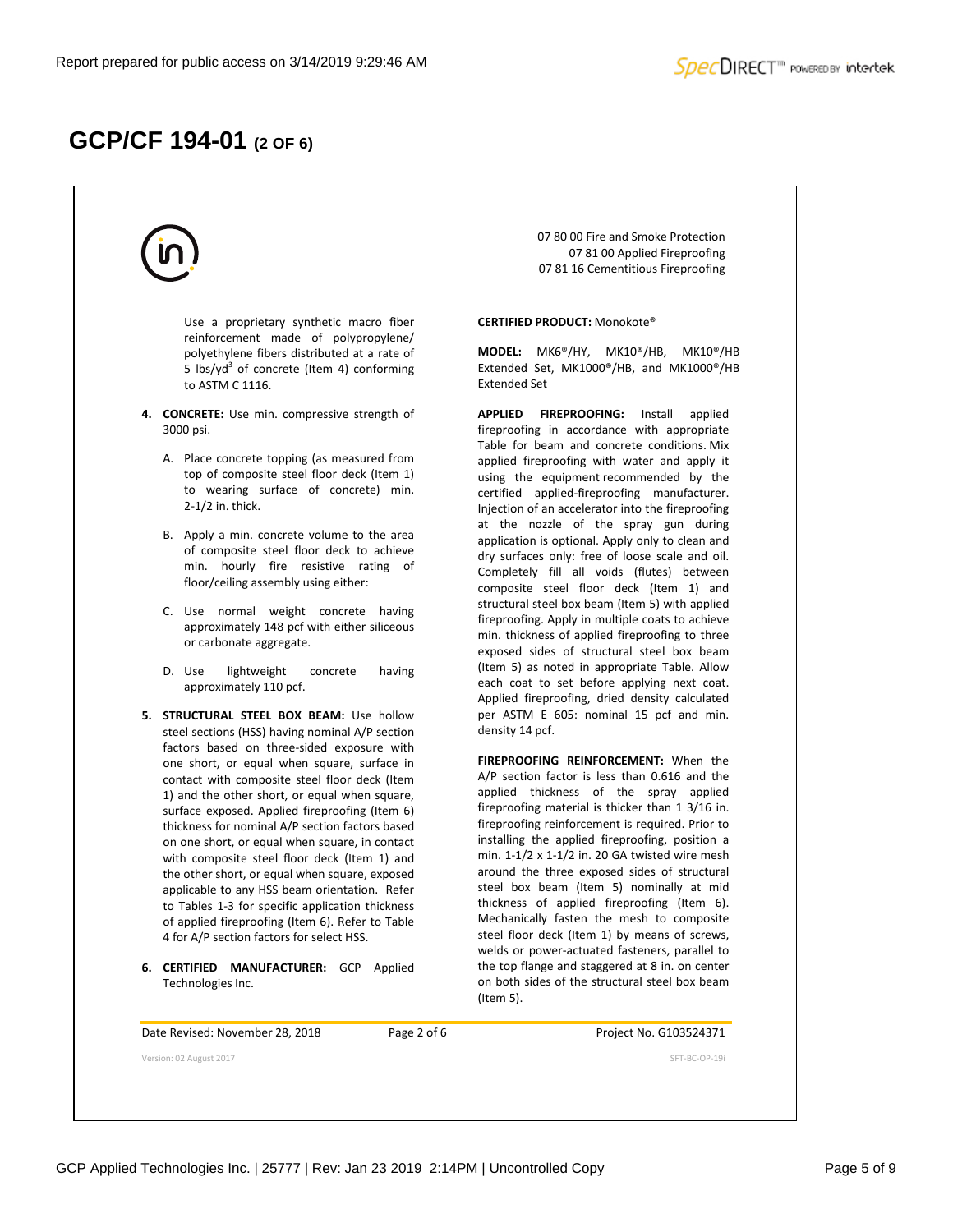# GCP/CF 194-01 (2 OF 6)

07 80 00 Fire and Smoke Protection
07 81 00 Applied Fireproofing
07 81 16 Cementitious Fireproofing

Use a proprietary synthetic macro fiber reinforcement made of polypropylene/ polyethylene fibers distributed at a rate of 5 lbs/yd$^3$ of concrete (Item 4) conforming to ASTM C 1116.

4. **CONCRETE:** Use min. compressive strength of 3000 psi.

   A. Place concrete topping (as measured from top of composite steel floor deck (Item 1) to wearing surface of concrete) min. 2-1/2 in. thick.

   B. Apply a min. concrete volume to the area of composite steel floor deck to achieve min. hourly fire resistive rating of floor/ceiling assembly using either:

   C. Use normal weight concrete having approximately 148 pcf with either siliceous or carbonate aggregate.

   D. Use lightweight concrete having approximately 110 pcf.

5. **STRUCTURAL STEEL BOX BEAM:** Use hollow steel sections (HSS) having nominal A/P section factors based on three-sided exposure with one short, or equal when square, surface in contact with composite steel floor deck (Item 1) and the other short, or equal when square, surface exposed. Applied fireproofing (Item 6) thickness for nominal A/P section factors based on one short, or equal when square, in contact with composite steel floor deck (Item 1) and the other short, or equal when square, exposed applicable to any HSS beam orientation. Refer to Tables 1-3 for specific application thickness of applied fireproofing (Item 6). Refer to Table 4 for A/P section factors for select HSS.

6. **CERTIFIED MANUFACTURER:** GCP Applied Technologies Inc.

**CERTIFIED PRODUCT:** Monokote®

**MODEL:** MK6®/HY, MK10®/HB, MK10®/HB Extended Set, MK1000®/HB, and MK1000®/HB Extended Set

**APPLIED FIREPROOFING:** Install applied fireproofing in accordance with appropriate Table for beam and concrete conditions. Mix applied fireproofing with water and apply it using the equipment recommended by the certified applied-fireproofing manufacturer. Injection of an accelerator into the fireproofing at the nozzle of the spray gun during application is optional. Apply only to clean and dry surfaces only: free of loose scale and oil. Completely fill all voids (flutes) between composite steel floor deck (Item 1) and structural steel box beam (Item 5) with applied fireproofing. Apply in multiple coats to achieve min. thickness of applied fireproofing to three exposed sides of structural steel box beam (Item 5) as noted in appropriate Table. Allow each coat to set before applying next coat. Applied fireproofing, dried density calculated per ASTM E 605: nominal 15 pcf and min. density 14 pcf.

**FIREPROOFING REINFORCEMENT:** When the A/P section factor is less than 0.616 and the applied thickness of the spray applied fireproofing material is thicker than 1 3/16 in. fireproofing reinforcement is required. Prior to installing the applied fireproofing, position a min. 1-1/2 x 1-1/2 in. 20 GA twisted wire mesh around the three exposed sides of structural steel box beam (Item 5) nominally at mid thickness of applied fireproofing (Item 6). Mechanically fasten the mesh to composite steel floor deck (Item 1) by means of screws, welds or power-actuated fasteners, parallel to the top flange and staggered at 8 in. on center on both sides of the structural steel box beam (Item 5).

Date Revised: November 28, 2018 | Project No. G103524371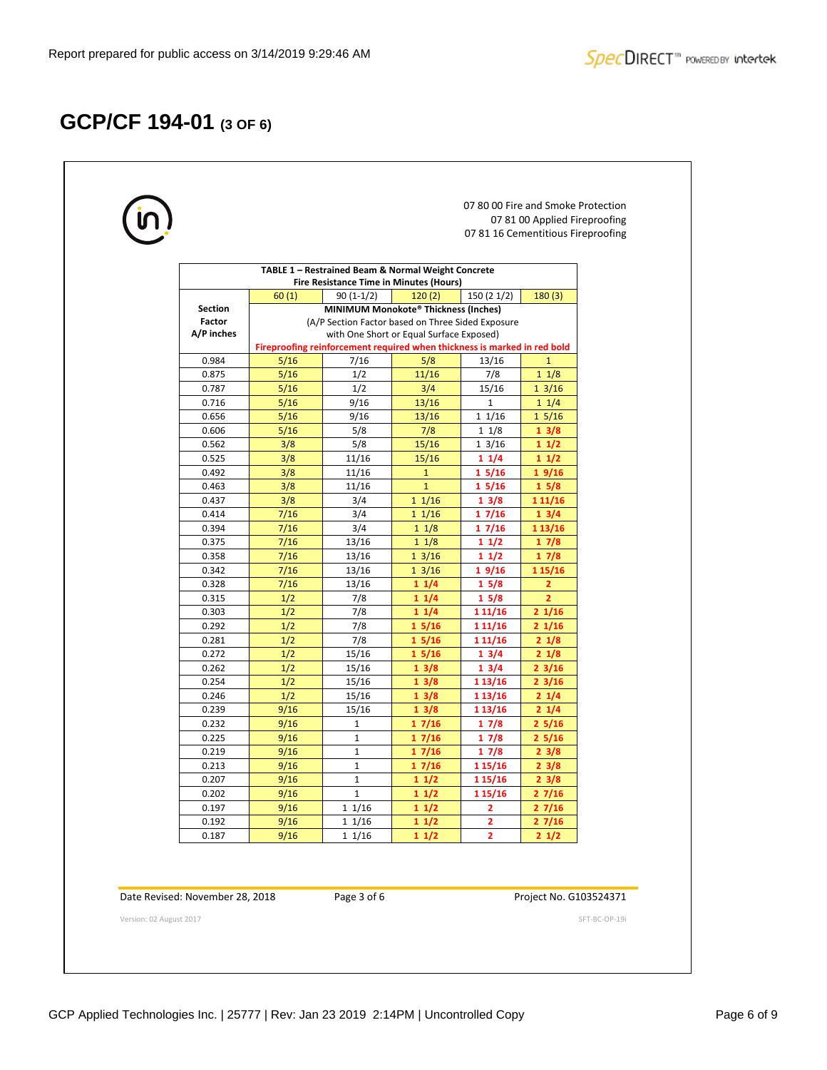## GCP/CF 194-01 (3 OF 6)

07 80 00 Fire and Smoke Protection
07 81 00 Applied Fireproofing
07 81 16 Cementitious Fireproofing

**TABLE 1 – Restrained Beam & Normal Weight Concrete**
**Fire Resistance Time in Minutes (Hours)**

| Section Factor A/P inches | 60 (1) | 90 (1-1/2) | 120 (2) | 150 (2 1/2) | 180 (3) |
|---|---|---|---|---|---|
| | **MINIMUM Monokote® Thickness (Inches)** (A/P Section Factor based on Three Sided Exposure with One Short or Equal Surface Exposed) **Fireproofing reinforcement required when thickness is marked in red bold** | | | | |
| 0.984 | 5/16 | 7/16 | 5/8 | 13/16 | 1 |
| 0.875 | 5/16 | 1/2 | 11/16 | 7/8 | 1 1/8 |
| 0.787 | 5/16 | 1/2 | 3/4 | 15/16 | 1 3/16 |
| 0.716 | 5/16 | 9/16 | 13/16 | 1 | 1 1/4 |
| 0.656 | 5/16 | 9/16 | 13/16 | 1 1/16 | 1 5/16 |
| 0.606 | 5/16 | 5/8 | 7/8 | 1 1/8 | **1 3/8** |
| 0.562 | 3/8 | 5/8 | 15/16 | 1 3/16 | **1 1/2** |
| 0.525 | 3/8 | 11/16 | 15/16 | **1 1/4** | **1 1/2** |
| 0.492 | 3/8 | 11/16 | 1 | **1 5/16** | **1 9/16** |
| 0.463 | 3/8 | 11/16 | 1 | **1 5/16** | **1 5/8** |
| 0.437 | 3/8 | 3/4 | 1 1/16 | **1 3/8** | **1 11/16** |
| 0.414 | 7/16 | 3/4 | 1 1/16 | **1 7/16** | **1 3/4** |
| 0.394 | 7/16 | 3/4 | 1 1/8 | **1 7/16** | **1 13/16** |
| 0.375 | 7/16 | 13/16 | 1 1/8 | **1 1/2** | **1 7/8** |
| 0.358 | 7/16 | 13/16 | 1 3/16 | **1 1/2** | **1 7/8** |
| 0.342 | 7/16 | 13/16 | 1 3/16 | **1 9/16** | **1 15/16** |
| 0.328 | 7/16 | 13/16 | **1 1/4** | **1 5/8** | **2** |
| 0.315 | 1/2 | 7/8 | **1 1/4** | **1 5/8** | **2** |
| 0.303 | 1/2 | 7/8 | **1 1/4** | **1 11/16** | **2 1/16** |
| 0.292 | 1/2 | 7/8 | **1 5/16** | **1 11/16** | **2 1/16** |
| 0.281 | 1/2 | 7/8 | **1 5/16** | **1 11/16** | **2 1/8** |
| 0.272 | 1/2 | 15/16 | **1 5/16** | **1 3/4** | **2 1/8** |
| 0.262 | 1/2 | 15/16 | **1 3/8** | **1 3/4** | **2 3/16** |
| 0.254 | 1/2 | 15/16 | **1 3/8** | **1 13/16** | **2 3/16** |
| 0.246 | 1/2 | 15/16 | **1 3/8** | **1 13/16** | **2 1/4** |
| 0.239 | 9/16 | 15/16 | **1 3/8** | **1 13/16** | **2 1/4** |
| 0.232 | 9/16 | 1 | **1 7/16** | **1 7/8** | **2 5/16** |
| 0.225 | 9/16 | 1 | **1 7/16** | **1 7/8** | **2 5/16** |
| 0.219 | 9/16 | 1 | **1 7/16** | **1 7/8** | **2 3/8** |
| 0.213 | 9/16 | 1 | **1 7/16** | **1 15/16** | **2 3/8** |
| 0.207 | 9/16 | 1 | **1 1/2** | **1 15/16** | **2 3/8** |
| 0.202 | 9/16 | 1 | **1 1/2** | **1 15/16** | **2 7/16** |
| 0.197 | 9/16 | 1 1/16 | **1 1/2** | **2** | **2 7/16** |
| 0.192 | 9/16 | 1 1/16 | **1 1/2** | **2** | **2 7/16** |
| 0.187 | 9/16 | 1 1/16 | **1 1/2** | **2** | **2 1/2** |

Date Revised: November 28, 2018 | Page 3 of 6 | Project No. G103524371

Version: 02 August 2017 | SFT-BC-OP-19i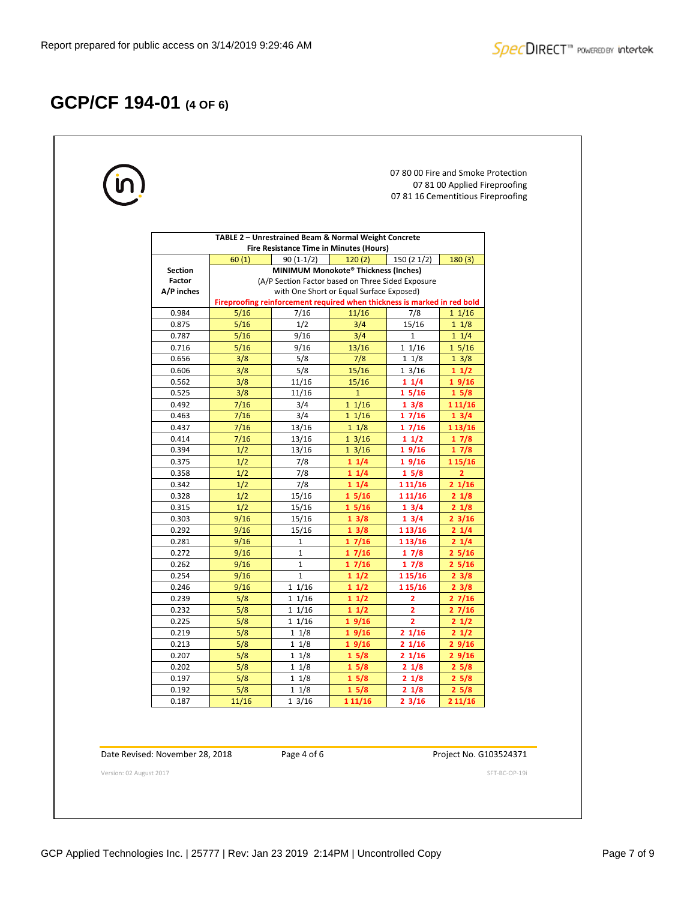# GCP/CF 194-01 (4 OF 6)

07 80 00 Fire and Smoke Protection
07 81 00 Applied Fireproofing
07 81 16 Cementitious Fireproofing

| TABLE 2 – Unrestrained Beam & Normal Weight Concrete Fire Resistance Time in Minutes (Hours) | | | | | |
|---|---|---|---|---|---|
| | 60 (1) | 90 (1-1/2) | 120 (2) | 150 (2 1/2) | 180 (3) |
| Section Factor A/P inches | MINIMUM Monokote® Thickness (Inches) (A/P Section Factor based on Three Sided Exposure with One Short or Equal Surface Exposed) Fireproofing reinforcement required when thickness is marked in red bold | | | | |
| 0.984 | 5/16 | 7/16 | 11/16 | 7/8 | 1 1/16 |
| 0.875 | 5/16 | 1/2 | 3/4 | 15/16 | 1 1/8 |
| 0.787 | 5/16 | 9/16 | 3/4 | 1 | 1 1/4 |
| 0.716 | 5/16 | 9/16 | 13/16 | 1 1/16 | 1 5/16 |
| 0.656 | 3/8 | 5/8 | 7/8 | 1 1/8 | 1 3/8 |
| 0.606 | 3/8 | 5/8 | 15/16 | 1 3/16 | **1 1/2** |
| 0.562 | 3/8 | 11/16 | 15/16 | **1 1/4** | **1 9/16** |
| 0.525 | 3/8 | 11/16 | 1 | **1 5/16** | **1 5/8** |
| 0.492 | 7/16 | 3/4 | 1 1/16 | **1 3/8** | **1 11/16** |
| 0.463 | 7/16 | 3/4 | 1 1/16 | **1 7/16** | **1 3/4** |
| 0.437 | 7/16 | 13/16 | 1 1/8 | **1 7/16** | **1 13/16** |
| 0.414 | 7/16 | 13/16 | 1 3/16 | **1 1/2** | **1 7/8** |
| 0.394 | 1/2 | 13/16 | 1 3/16 | **1 9/16** | **1 7/8** |
| 0.375 | 1/2 | 7/8 | **1 1/4** | **1 9/16** | **1 15/16** |
| 0.358 | 1/2 | 7/8 | **1 1/4** | **1 5/8** | **2** |
| 0.342 | 1/2 | 7/8 | **1 1/4** | **1 11/16** | **2 1/16** |
| 0.328 | 1/2 | 15/16 | **1 5/16** | **1 11/16** | **2 1/8** |
| 0.315 | 1/2 | 15/16 | **1 5/16** | **1 3/4** | **2 1/8** |
| 0.303 | 9/16 | 15/16 | **1 3/8** | **1 3/4** | **2 3/16** |
| 0.292 | 9/16 | 15/16 | **1 3/8** | **1 13/16** | **2 1/4** |
| 0.281 | 9/16 | 1 | **1 7/16** | **1 13/16** | **2 1/4** |
| 0.272 | 9/16 | 1 | **1 7/16** | **1 7/8** | **2 5/16** |
| 0.262 | 9/16 | 1 | **1 7/16** | **1 7/8** | **2 5/16** |
| 0.254 | 9/16 | 1 | **1 1/2** | **1 15/16** | **2 3/8** |
| 0.246 | 9/16 | 1 1/16 | **1 1/2** | **1 15/16** | **2 3/8** |
| 0.239 | 5/8 | 1 1/16 | **1 1/2** | **2** | **2 7/16** |
| 0.232 | 5/8 | 1 1/16 | **1 1/2** | **2** | **2 7/16** |
| 0.225 | 5/8 | 1 1/16 | **1 9/16** | **2** | **2 1/2** |
| 0.219 | 5/8 | 1 1/8 | **1 9/16** | **2 1/16** | **2 1/2** |
| 0.213 | 5/8 | 1 1/8 | **1 9/16** | **2 1/16** | **2 9/16** |
| 0.207 | 5/8 | 1 1/8 | **1 5/8** | **2 1/16** | **2 9/16** |
| 0.202 | 5/8 | 1 1/8 | **1 5/8** | **2 1/8** | **2 5/8** |
| 0.197 | 5/8 | 1 1/8 | **1 5/8** | **2 1/8** | **2 5/8** |
| 0.192 | 5/8 | 1 1/8 | **1 5/8** | **2 1/8** | **2 5/8** |
| 0.187 | 11/16 | 1 3/16 | **1 11/16** | **2 3/16** | **2 11/16** |

Date Revised: November 28, 2018 | Page 4 of 6 | Project No. G103524371

Version: 02 August 2017 SFT-BC-OP-19i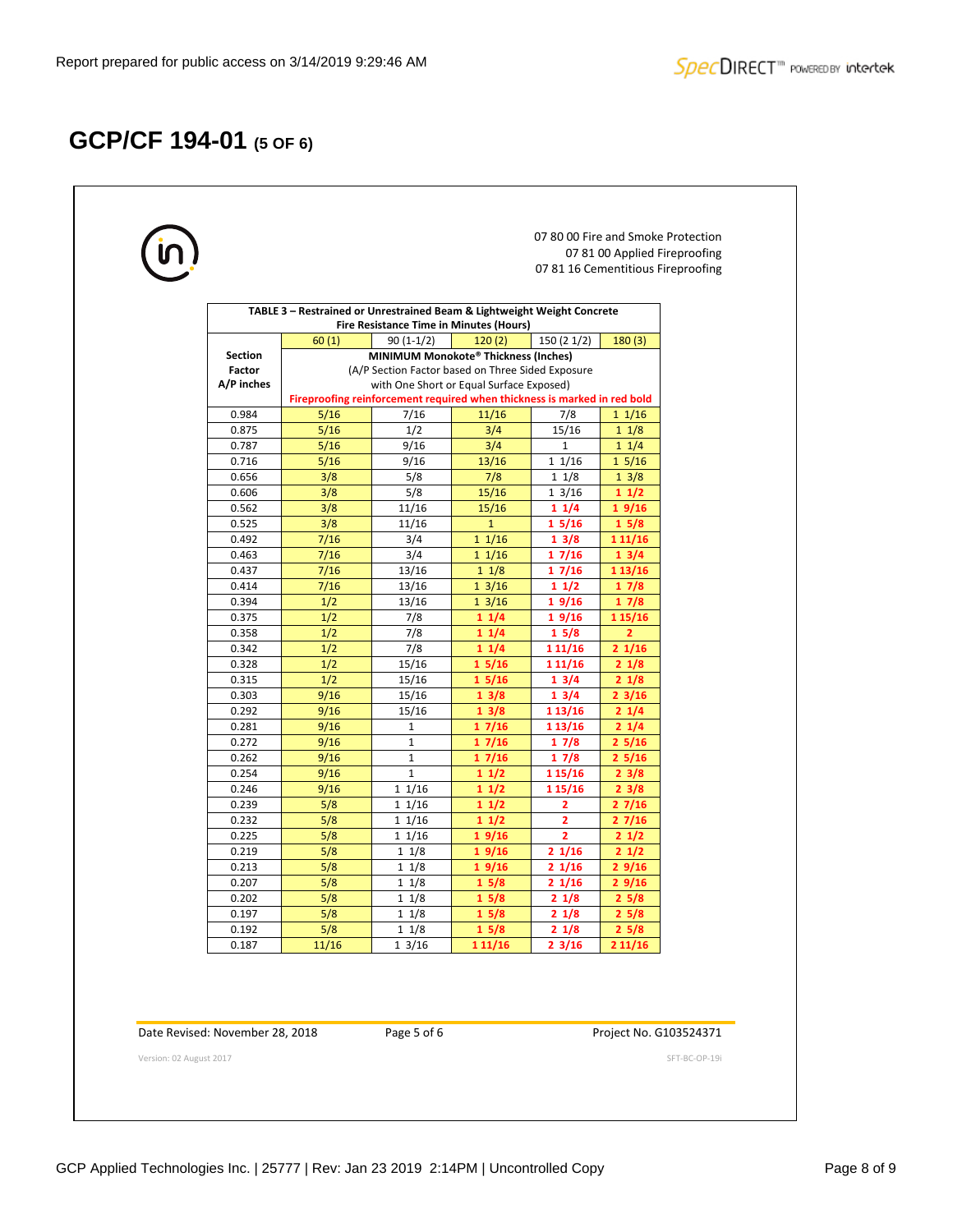# GCP/CF 194-01 (5 OF 6)

07 80 00 Fire and Smoke Protection
07 81 00 Applied Fireproofing
07 81 16 Cementitious Fireproofing

**TABLE 3 – Restrained or Unrestrained Beam & Lightweight Weight Concrete**
**Fire Resistance Time in Minutes (Hours)**

| **Section Factor A/P inches** | 60 (1) | 90 (1-1/2) | 120 (2) | 150 (2 1/2) | 180 (3) |
|---|---|---|---|---|---|
| | **MINIMUM Monokote® Thickness (Inches)** (A/P Section Factor based on Three Sided Exposure with One Short or Equal Surface Exposed) **Fireproofing reinforcement required when thickness is marked in red bold** | | | | |
| 0.984 | 5/16 | 7/16 | 11/16 | 7/8 | 1 1/16 |
| 0.875 | 5/16 | 1/2 | 3/4 | 15/16 | 1 1/8 |
| 0.787 | 5/16 | 9/16 | 3/4 | 1 | 1 1/4 |
| 0.716 | 5/16 | 9/16 | 13/16 | 1 1/16 | 1 5/16 |
| 0.656 | 3/8 | 5/8 | 7/8 | 1 1/8 | 1 3/8 |
| 0.606 | 3/8 | 5/8 | 15/16 | 1 3/16 | **1 1/2** |
| 0.562 | 3/8 | 11/16 | 15/16 | **1 1/4** | **1 9/16** |
| 0.525 | 3/8 | 11/16 | 1 | **1 5/16** | **1 5/8** |
| 0.492 | 7/16 | 3/4 | 1 1/16 | **1 3/8** | **1 11/16** |
| 0.463 | 7/16 | 3/4 | 1 1/16 | **1 7/16** | **1 3/4** |
| 0.437 | 7/16 | 13/16 | 1 1/8 | **1 7/16** | **1 13/16** |
| 0.414 | 7/16 | 13/16 | 1 3/16 | **1 1/2** | **1 7/8** |
| 0.394 | 1/2 | 13/16 | 1 3/16 | **1 9/16** | **1 7/8** |
| 0.375 | 1/2 | 7/8 | **1 1/4** | **1 9/16** | **1 15/16** |
| 0.358 | 1/2 | 7/8 | **1 1/4** | **1 5/8** | **2** |
| 0.342 | 1/2 | 7/8 | **1 1/4** | **1 11/16** | **2 1/16** |
| 0.328 | 1/2 | 15/16 | **1 5/16** | **1 11/16** | **2 1/8** |
| 0.315 | 1/2 | 15/16 | **1 5/16** | **1 3/4** | **2 1/8** |
| 0.303 | 9/16 | 15/16 | **1 3/8** | **1 3/4** | **2 3/16** |
| 0.292 | 9/16 | 15/16 | **1 3/8** | **1 13/16** | **2 1/4** |
| 0.281 | 9/16 | 1 | **1 7/16** | **1 13/16** | **2 1/4** |
| 0.272 | 9/16 | 1 | **1 7/16** | **1 7/8** | **2 5/16** |
| 0.262 | 9/16 | 1 | **1 7/16** | **1 7/8** | **2 5/16** |
| 0.254 | 9/16 | 1 | **1 1/2** | **1 15/16** | **2 3/8** |
| 0.246 | 9/16 | 1 1/16 | **1 1/2** | **1 15/16** | **2 3/8** |
| 0.239 | 5/8 | 1 1/16 | **1 1/2** | **2** | **2 7/16** |
| 0.232 | 5/8 | 1 1/16 | **1 1/2** | **2** | **2 7/16** |
| 0.225 | 5/8 | 1 1/16 | **1 9/16** | **2** | **2 1/2** |
| 0.219 | 5/8 | 1 1/8 | **1 9/16** | **2 1/16** | **2 1/2** |
| 0.213 | 5/8 | 1 1/8 | **1 9/16** | **2 1/16** | **2 9/16** |
| 0.207 | 5/8 | 1 1/8 | **1 5/8** | **2 1/16** | **2 9/16** |
| 0.202 | 5/8 | 1 1/8 | **1 5/8** | **2 1/8** | **2 5/8** |
| 0.197 | 5/8 | 1 1/8 | **1 5/8** | **2 1/8** | **2 5/8** |
| 0.192 | 5/8 | 1 1/8 | **1 5/8** | **2 1/8** | **2 5/8** |
| 0.187 | 11/16 | 1 3/16 | **1 11/16** | **2 3/16** | **2 11/16** |

Date Revised: November 28, 2018 | Page 5 of 6 | Project No. G103524371

Version: 02 August 2017 SFT-BC-OP-19i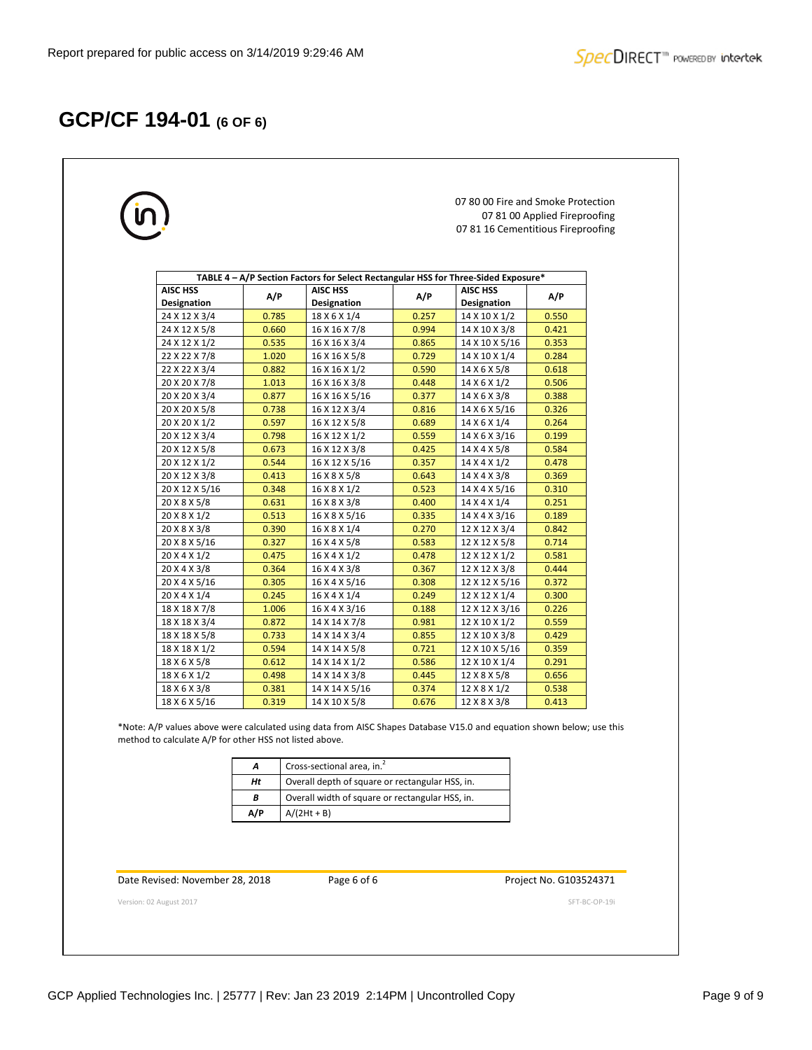# GCP/CF 194-01 (6 OF 6)

07 80 00 Fire and Smoke Protection
07 81 00 Applied Fireproofing
07 81 16 Cementitious Fireproofing

**TABLE 4 – A/P Section Factors for Select Rectangular HSS for Three-Sided Exposure***

| AISC HSS Designation | A/P | AISC HSS Designation | A/P | AISC HSS Designation | A/P |
|---|---|---|---|---|---|
| 24 X 12 X 3/4 | 0.785 | 18 X 6 X 1/4 | 0.257 | 14 X 10 X 1/2 | 0.550 |
| 24 X 12 X 5/8 | 0.660 | 16 X 16 X 7/8 | 0.994 | 14 X 10 X 3/8 | 0.421 |
| 24 X 12 X 1/2 | 0.535 | 16 X 16 X 3/4 | 0.865 | 14 X 10 X 5/16 | 0.353 |
| 22 X 22 X 7/8 | 1.020 | 16 X 16 X 5/8 | 0.729 | 14 X 10 X 1/4 | 0.284 |
| 22 X 22 X 3/4 | 0.882 | 16 X 16 X 1/2 | 0.590 | 14 X 6 X 5/8 | 0.618 |
| 20 X 20 X 7/8 | 1.013 | 16 X 16 X 3/8 | 0.448 | 14 X 6 X 1/2 | 0.506 |
| 20 X 20 X 3/4 | 0.877 | 16 X 16 X 5/16 | 0.377 | 14 X 6 X 3/8 | 0.388 |
| 20 X 20 X 5/8 | 0.738 | 16 X 12 X 3/4 | 0.816 | 14 X 6 X 5/16 | 0.326 |
| 20 X 20 X 1/2 | 0.597 | 16 X 12 X 5/8 | 0.689 | 14 X 6 X 1/4 | 0.264 |
| 20 X 12 X 3/4 | 0.798 | 16 X 12 X 1/2 | 0.559 | 14 X 6 X 3/16 | 0.199 |
| 20 X 12 X 5/8 | 0.673 | 16 X 12 X 3/8 | 0.425 | 14 X 4 X 5/8 | 0.584 |
| 20 X 12 X 1/2 | 0.544 | 16 X 12 X 5/16 | 0.357 | 14 X 4 X 1/2 | 0.478 |
| 20 X 12 X 3/8 | 0.413 | 16 X 8 X 5/8 | 0.643 | 14 X 4 X 3/8 | 0.369 |
| 20 X 12 X 5/16 | 0.348 | 16 X 8 X 1/2 | 0.523 | 14 X 4 X 5/16 | 0.310 |
| 20 X 8 X 5/8 | 0.631 | 16 X 8 X 3/8 | 0.400 | 14 X 4 X 1/4 | 0.251 |
| 20 X 8 X 1/2 | 0.513 | 16 X 8 X 5/16 | 0.335 | 14 X 4 X 3/16 | 0.189 |
| 20 X 8 X 3/8 | 0.390 | 16 X 8 X 1/4 | 0.270 | 12 X 12 X 3/4 | 0.842 |
| 20 X 8 X 5/16 | 0.327 | 16 X 4 X 5/8 | 0.583 | 12 X 12 X 5/8 | 0.714 |
| 20 X 4 X 1/2 | 0.475 | 16 X 4 X 1/2 | 0.478 | 12 X 12 X 1/2 | 0.581 |
| 20 X 4 X 3/8 | 0.364 | 16 X 4 X 3/8 | 0.367 | 12 X 12 X 3/8 | 0.444 |
| 20 X 4 X 5/16 | 0.305 | 16 X 4 X 5/16 | 0.308 | 12 X 12 X 5/16 | 0.372 |
| 20 X 4 X 1/4 | 0.245 | 16 X 4 X 1/4 | 0.249 | 12 X 12 X 1/4 | 0.300 |
| 18 X 18 X 7/8 | 1.006 | 16 X 4 X 3/16 | 0.188 | 12 X 12 X 3/16 | 0.226 |
| 18 X 18 X 3/4 | 0.872 | 14 X 14 X 7/8 | 0.981 | 12 X 10 X 1/2 | 0.559 |
| 18 X 18 X 5/8 | 0.733 | 14 X 14 X 3/4 | 0.855 | 12 X 10 X 3/8 | 0.429 |
| 18 X 18 X 1/2 | 0.594 | 14 X 14 X 5/8 | 0.721 | 12 X 10 X 5/16 | 0.359 |
| 18 X 6 X 5/8 | 0.612 | 14 X 14 X 1/2 | 0.586 | 12 X 10 X 1/4 | 0.291 |
| 18 X 6 X 1/2 | 0.498 | 14 X 14 X 3/8 | 0.445 | 12 X 8 X 5/8 | 0.656 |
| 18 X 6 X 3/8 | 0.381 | 14 X 14 X 5/16 | 0.374 | 12 X 8 X 1/2 | 0.538 |
| 18 X 6 X 5/16 | 0.319 | 14 X 10 X 5/8 | 0.676 | 12 X 8 X 3/8 | 0.413 |

*Note: A/P values above were calculated using data from AISC Shapes Database V15.0 and equation shown below; use this method to calculate A/P for other HSS not listed above.

| | |
|---|---|
| ***A*** | Cross-sectional area, in.$^2$ |
| ***Ht*** | Overall depth of square or rectangular HSS, in. |
| ***B*** | Overall width of square or rectangular HSS, in. |
| **A/P** | $A/(2Ht + B)$ |

Date Revised: November 28, 2018 | Page 6 of 6 | Project No. G103524371

Version: 02 August 2017 | SFT-BC-OP-19i